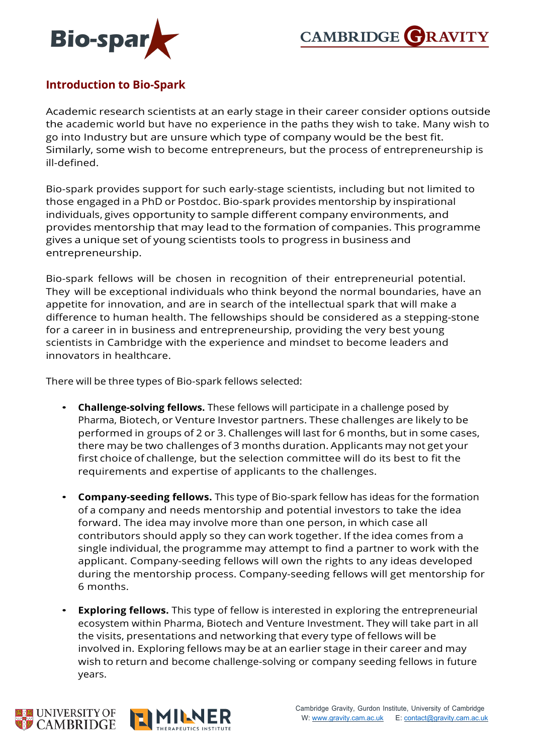## Introduction to Bio-Spark

Academic research scientists at an early stage in their career consider options outside the academic world but have no experience in the paths they wish to take. Many wish to go into Industry but are unsure which type of company would be the best fit. Similarly, some wish to become entrepreneurs, but the process of entrepreneurship is ill-defined.

Bio-spark provides support for such early-stage scientists, including but not limited to those engaged in a PhD or Postdoc. Bio-spark provides mentorship by inspirational individuals, gives opportunity to sample different company environments, and provides mentorship that may lead to the formation of companies. This programme gives a unique set of young scientists tools to progress in business and entrepreneurship.

Bio-spark fellows will be chosen in recognition of their entrepreneurial potential. They will be exceptional individuals who think beyond the normal boundaries, have an appetite for innovation, and are in search of the intellectual spark that will make a difference to human health. The fellowships should be considered as a stepping-stone for a career in in business and entrepreneurship, providing the very best young scientists in Cambridge with the experience and mindset to become leaders and innovators in healthcare.

There will be three types of Bio-spark fellows selected:

- **Challenge-solving fellows.** These fellows will participate in a challenge posed by Pharma, Biotech, or Venture Investor partners. These challenges are likely to be performed in groups of 2 or 3. Challenges will last for 6 months, but in some cases, there may be two challenges of 3 months duration. Applicants may not get your first choice of challenge, but the selection committee will do its best to fit the requirements and expertise of applicants to the challenges.

- **Company-seeding fellows.** This type of Bio-spark fellow has ideas for the formation of a company and needs mentorship and potential investors to take the idea forward. The idea may involve more than one person, in which case all contributors should apply so they can work together. If the idea comes from a single individual, the programme may attempt to find a partner to work with the applicant. Company-seeding fellows will own the rights to any ideas developed during the mentorship process. Company-seeding fellows will get mentorship for 6 months.

- **Exploring fellows.** This type of fellow is interested in exploring the entrepreneurial ecosystem within Pharma, Biotech and Venture Investment. They will take part in all the visits, presentations and networking that every type of fellows will be involved in. Exploring fellows may be at an earlier stage in their career and may wish to return and become challenge-solving or company seeding fellows in future years.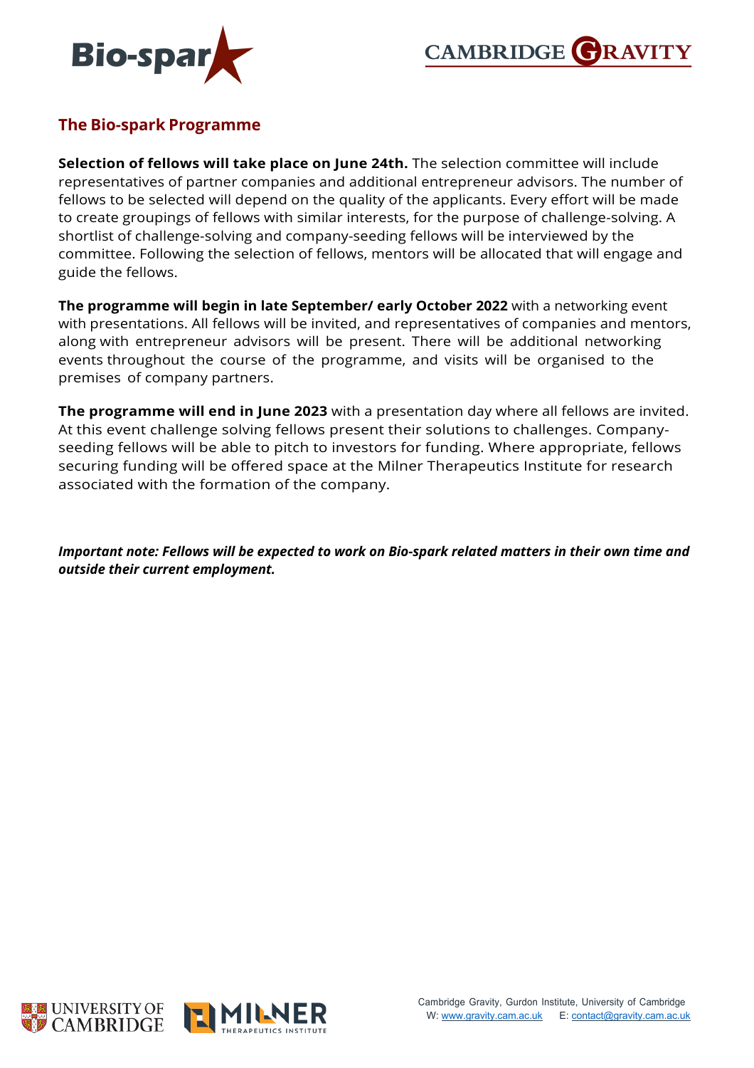## The Bio-spark Programme

**Selection of fellows will take place on June 24th.** The selection committee will include representatives of partner companies and additional entrepreneur advisors. The number of fellows to be selected will depend on the quality of the applicants. Every effort will be made to create groupings of fellows with similar interests, for the purpose of challenge-solving. A shortlist of challenge-solving and company-seeding fellows will be interviewed by the committee. Following the selection of fellows, mentors will be allocated that will engage and guide the fellows.

**The programme will begin in late September/ early October 2022** with a networking event with presentations. All fellows will be invited, and representatives of companies and mentors, along with entrepreneur advisors will be present. There will be additional networking events throughout the course of the programme, and visits will be organised to the premises of company partners.

**The programme will end in June 2023** with a presentation day where all fellows are invited. At this event challenge solving fellows present their solutions to challenges. Company-seeding fellows will be able to pitch to investors for funding. Where appropriate, fellows securing funding will be offered space at the Milner Therapeutics Institute for research associated with the formation of the company.

***Important note: Fellows will be expected to work on Bio-spark related matters in their own time and outside their current employment.***

Cambridge Gravity, Gurdon Institute, University of Cambridge
W: www.gravity.cam.ac.uk E: contact@gravity.cam.ac.uk